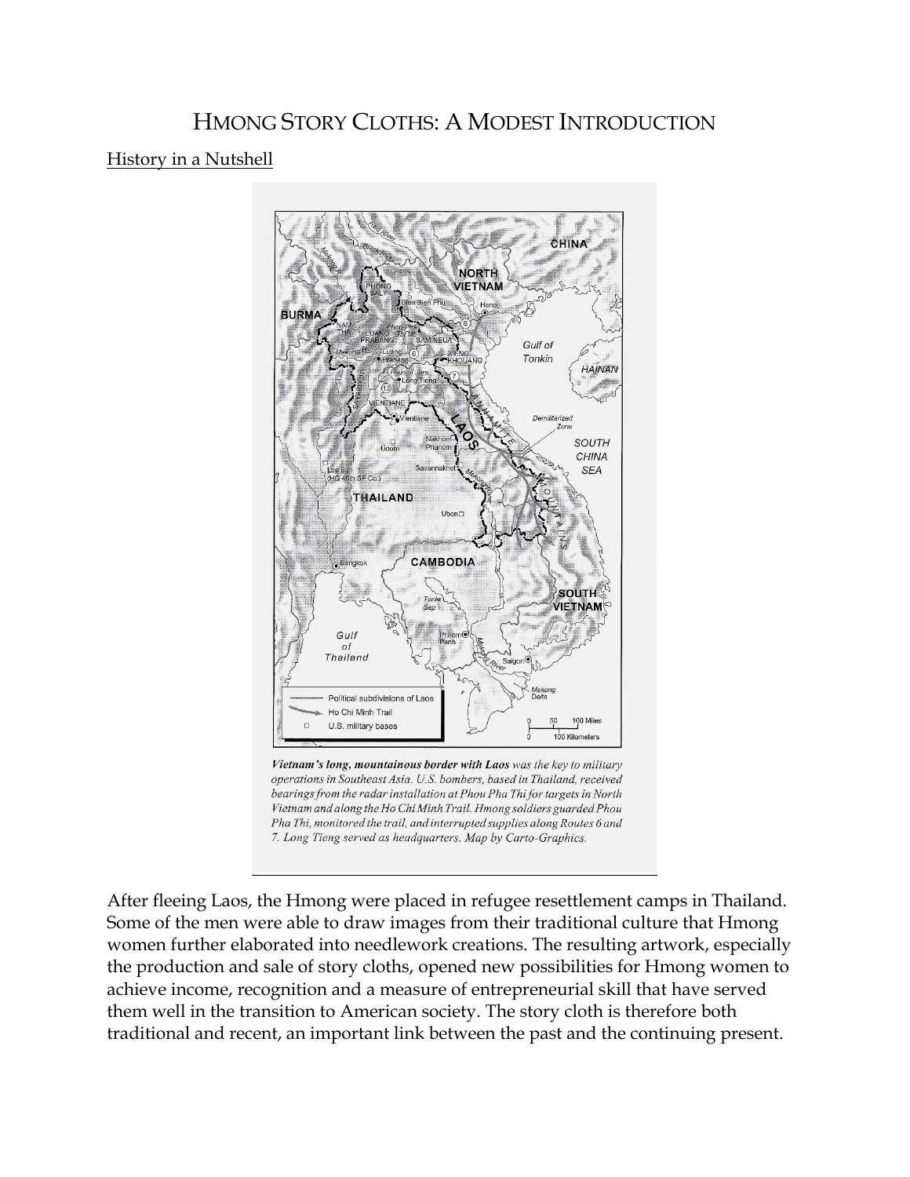# HMONG STORY CLOTHS: A MODEST INTRODUCTION

History in a Nutshell

*Vietnam's long, mountainous border with Laos* was the key to military operations in Southeast Asia. U.S. bombers, based in Thailand, received bearings from the radar installation at Phou Pha Thi for targets in North Vietnam and along the Ho Chi Minh Trail. Hmong soldiers guarded Phou Pha Thi, monitored the trail, and interrupted supplies along Routes 6 and 7. Long Tieng served as headquarters. Map by Carto-Graphics.

After fleeing Laos, the Hmong were placed in refugee resettlement camps in Thailand. Some of the men were able to draw images from their traditional culture that Hmong women further elaborated into needlework creations. The resulting artwork, especially the production and sale of story cloths, opened new possibilities for Hmong women to achieve income, recognition and a measure of entrepreneurial skill that have served them well in the transition to American society. The story cloth is therefore both traditional and recent, an important link between the past and the continuing present.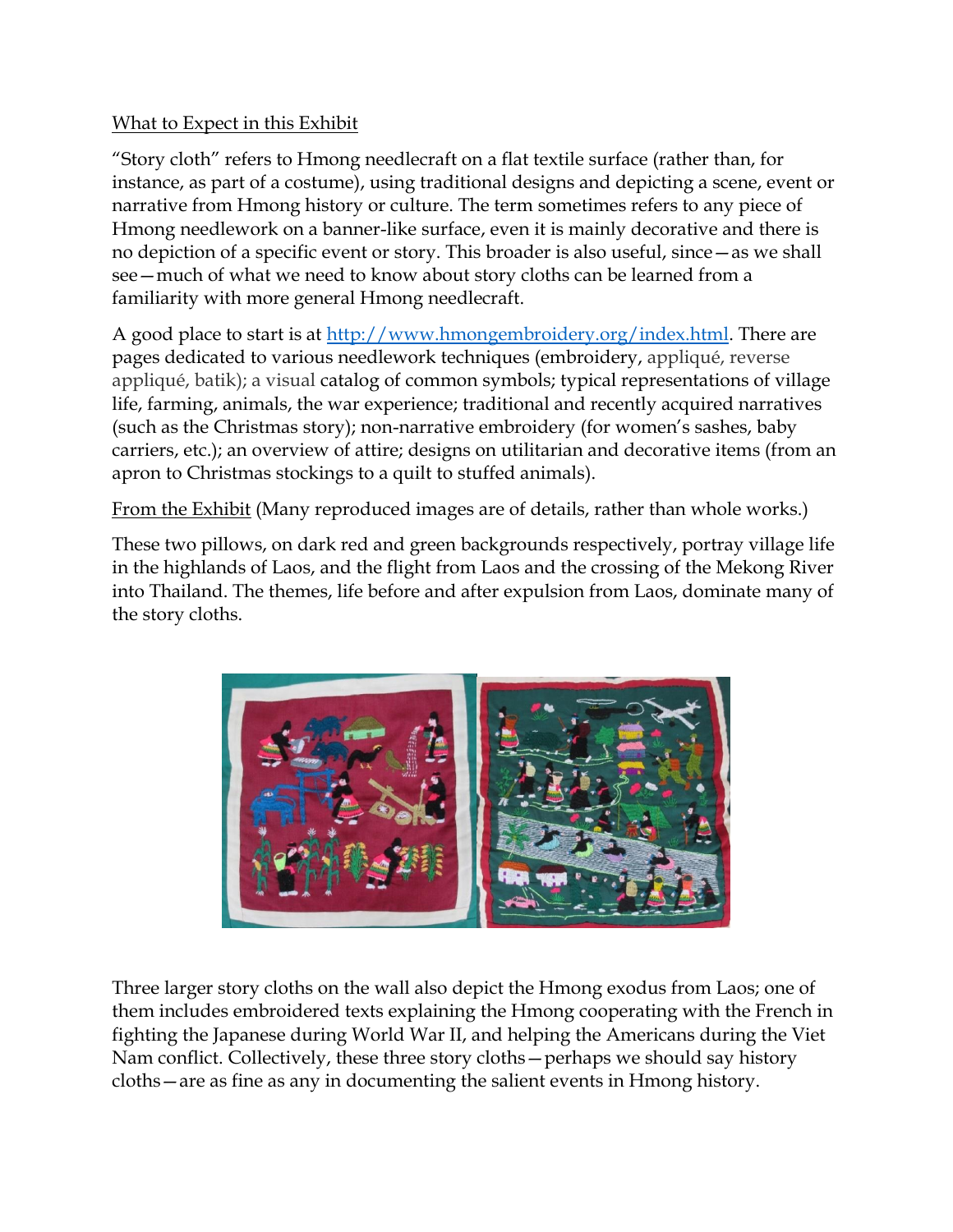What to Expect in this Exhibit

"Story cloth" refers to Hmong needlecraft on a flat textile surface (rather than, for instance, as part of a costume), using traditional designs and depicting a scene, event or narrative from Hmong history or culture. The term sometimes refers to any piece of Hmong needlework on a banner-like surface, even it is mainly decorative and there is no depiction of a specific event or story. This broader is also useful, since—as we shall see—much of what we need to know about story cloths can be learned from a familiarity with more general Hmong needlecraft.

A good place to start is at [http://www.hmongembroidery.org/index.html](http://www.hmongembroidery.org/index.html). There are pages dedicated to various needlework techniques (embroidery, appliqué, reverse appliqué, batik); a visual catalog of common symbols; typical representations of village life, farming, animals, the war experience; traditional and recently acquired narratives (such as the Christmas story); non-narrative embroidery (for women's sashes, baby carriers, etc.); an overview of attire; designs on utilitarian and decorative items (from an apron to Christmas stockings to a quilt to stuffed animals).

From the Exhibit (Many reproduced images are of details, rather than whole works.)

These two pillows, on dark red and green backgrounds respectively, portray village life in the highlands of Laos, and the flight from Laos and the crossing of the Mekong River into Thailand. The themes, life before and after expulsion from Laos, dominate many of the story cloths.

Three larger story cloths on the wall also depict the Hmong exodus from Laos; one of them includes embroidered texts explaining the Hmong cooperating with the French in fighting the Japanese during World War II, and helping the Americans during the Viet Nam conflict. Collectively, these three story cloths—perhaps we should say history cloths—are as fine as any in documenting the salient events in Hmong history.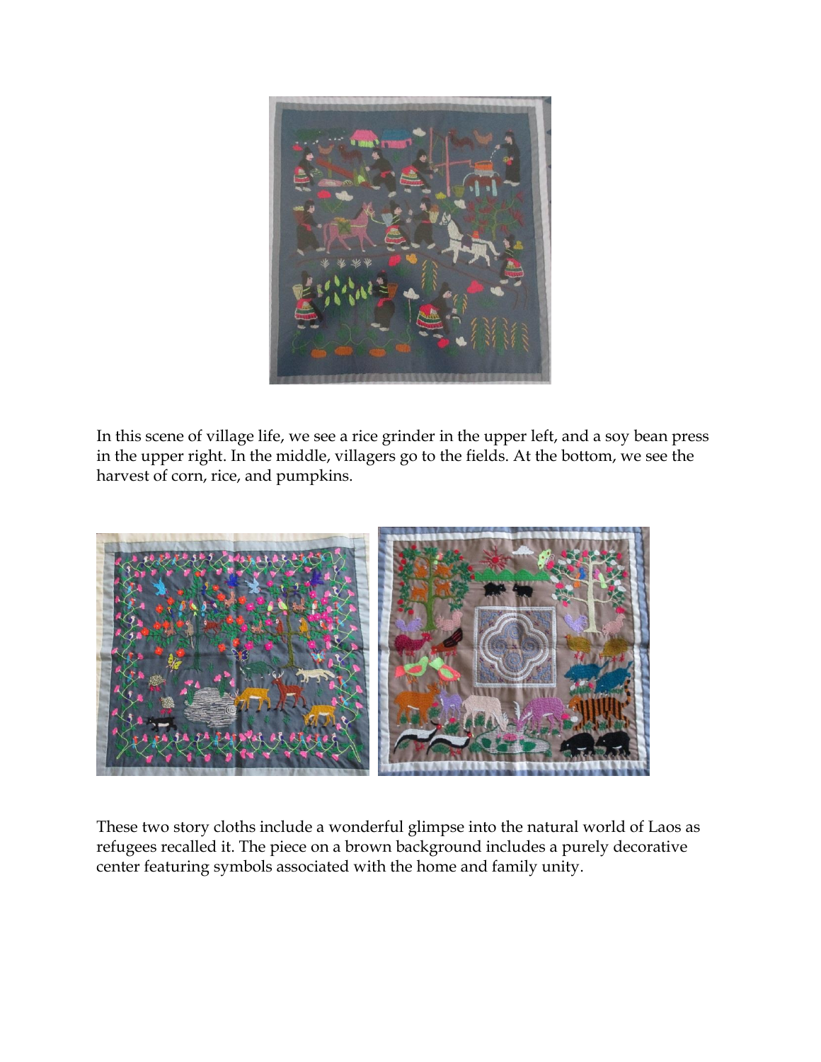In this scene of village life, we see a rice grinder in the upper left, and a soy bean press in the upper right. In the middle, villagers go to the fields. At the bottom, we see the harvest of corn, rice, and pumpkins.

These two story cloths include a wonderful glimpse into the natural world of Laos as refugees recalled it. The piece on a brown background includes a purely decorative center featuring symbols associated with the home and family unity.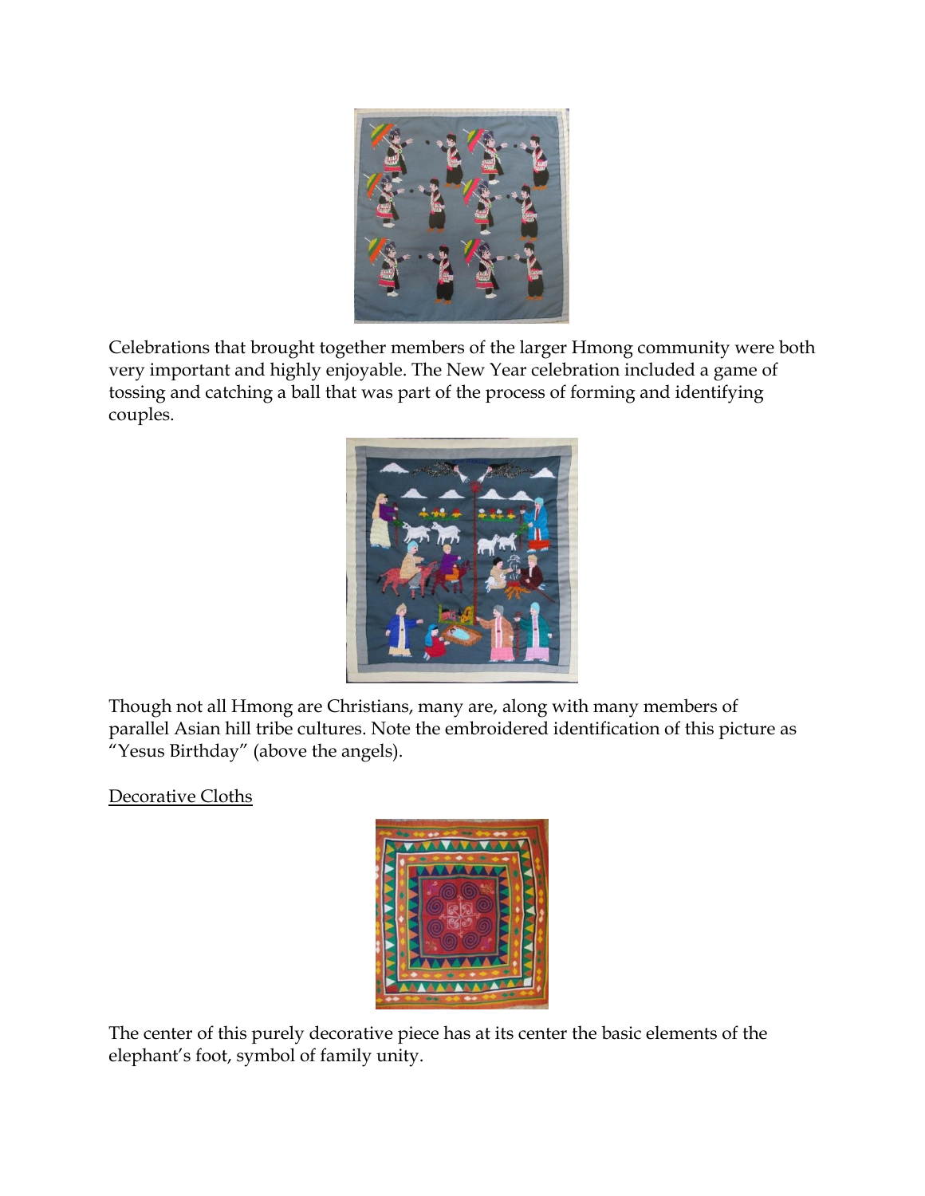Celebrations that brought together members of the larger Hmong community were both very important and highly enjoyable. The New Year celebration included a game of tossing and catching a ball that was part of the process of forming and identifying couples.

Though not all Hmong are Christians, many are, along with many members of parallel Asian hill tribe cultures. Note the embroidered identification of this picture as "Yesus Birthday" (above the angels).

<u>Decorative Cloths</u>

The center of this purely decorative piece has at its center the basic elements of the elephant's foot, symbol of family unity.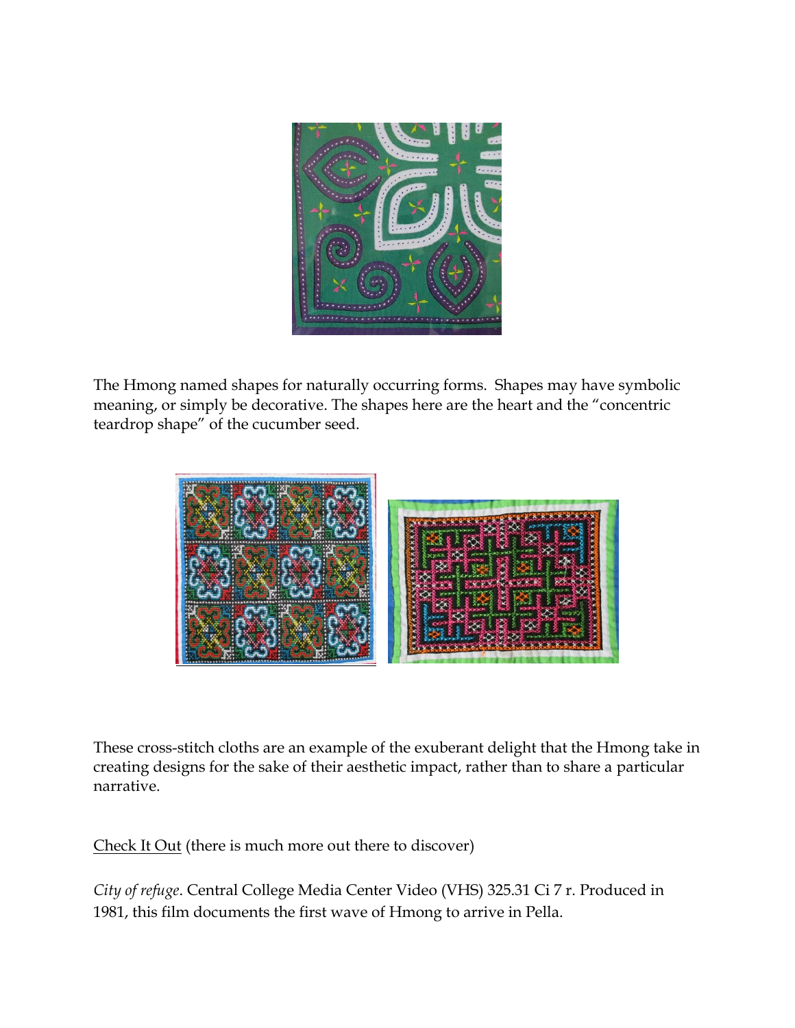The Hmong named shapes for naturally occurring forms. Shapes may have symbolic meaning, or simply be decorative. The shapes here are the heart and the "concentric teardrop shape" of the cucumber seed.

These cross-stitch cloths are an example of the exuberant delight that the Hmong take in creating designs for the sake of their aesthetic impact, rather than to share a particular narrative.

<u>Check It Out</u> (there is much more out there to discover)

*City of refuge*. Central College Media Center Video (VHS) 325.31 Ci 7 r. Produced in 1981, this film documents the first wave of Hmong to arrive in Pella.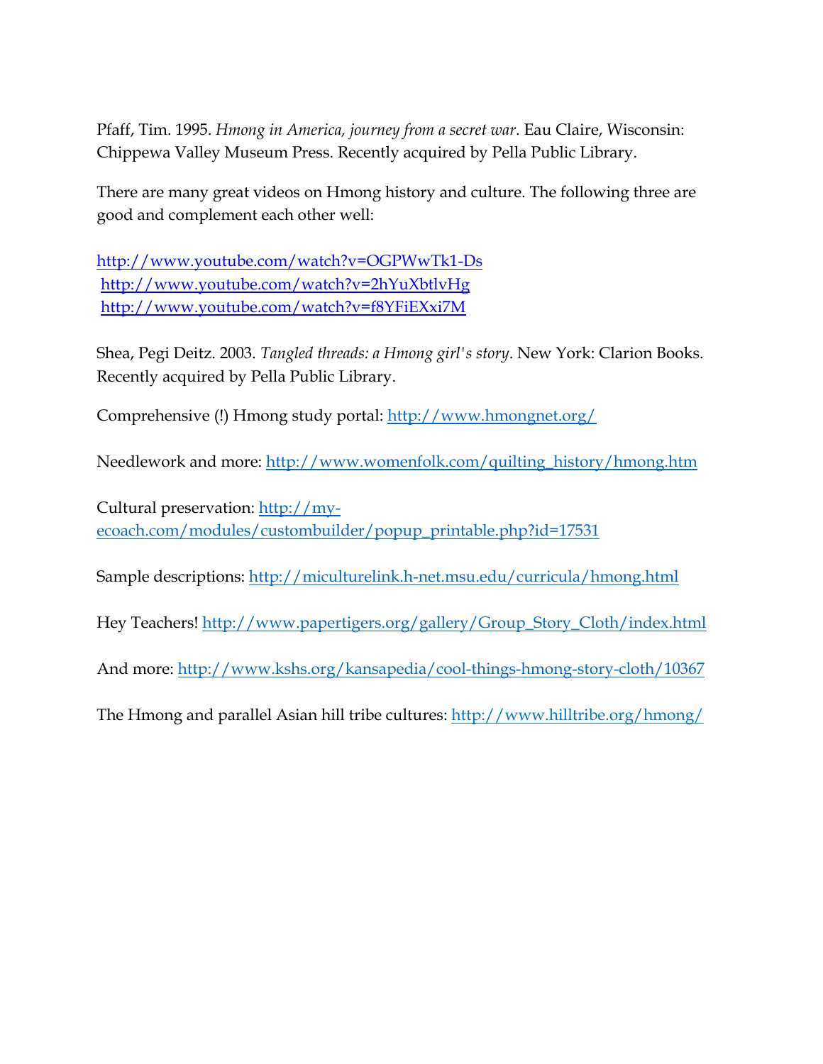Pfaff, Tim. 1995. *Hmong in America, journey from a secret war*. Eau Claire, Wisconsin: Chippewa Valley Museum Press. Recently acquired by Pella Public Library.

There are many great videos on Hmong history and culture. The following three are good and complement each other well:

http://www.youtube.com/watch?v=OGPWwTk1-Ds
http://www.youtube.com/watch?v=2hYuXbtlvHg
http://www.youtube.com/watch?v=f8YFiEXxi7M

Shea, Pegi Deitz. 2003. *Tangled threads: a Hmong girl's story*. New York: Clarion Books. Recently acquired by Pella Public Library.

Comprehensive (!) Hmong study portal: http://www.hmongnet.org/

Needlework and more: http://www.womenfolk.com/quilting_history/hmong.htm

Cultural preservation: http://my-ecoach.com/modules/custombuilder/popup_printable.php?id=17531

Sample descriptions: http://miculturelink.h-net.msu.edu/curricula/hmong.html

Hey Teachers! http://www.papertigers.org/gallery/Group_Story_Cloth/index.html

And more: http://www.kshs.org/kansapedia/cool-things-hmong-story-cloth/10367

The Hmong and parallel Asian hill tribe cultures: http://www.hilltribe.org/hmong/